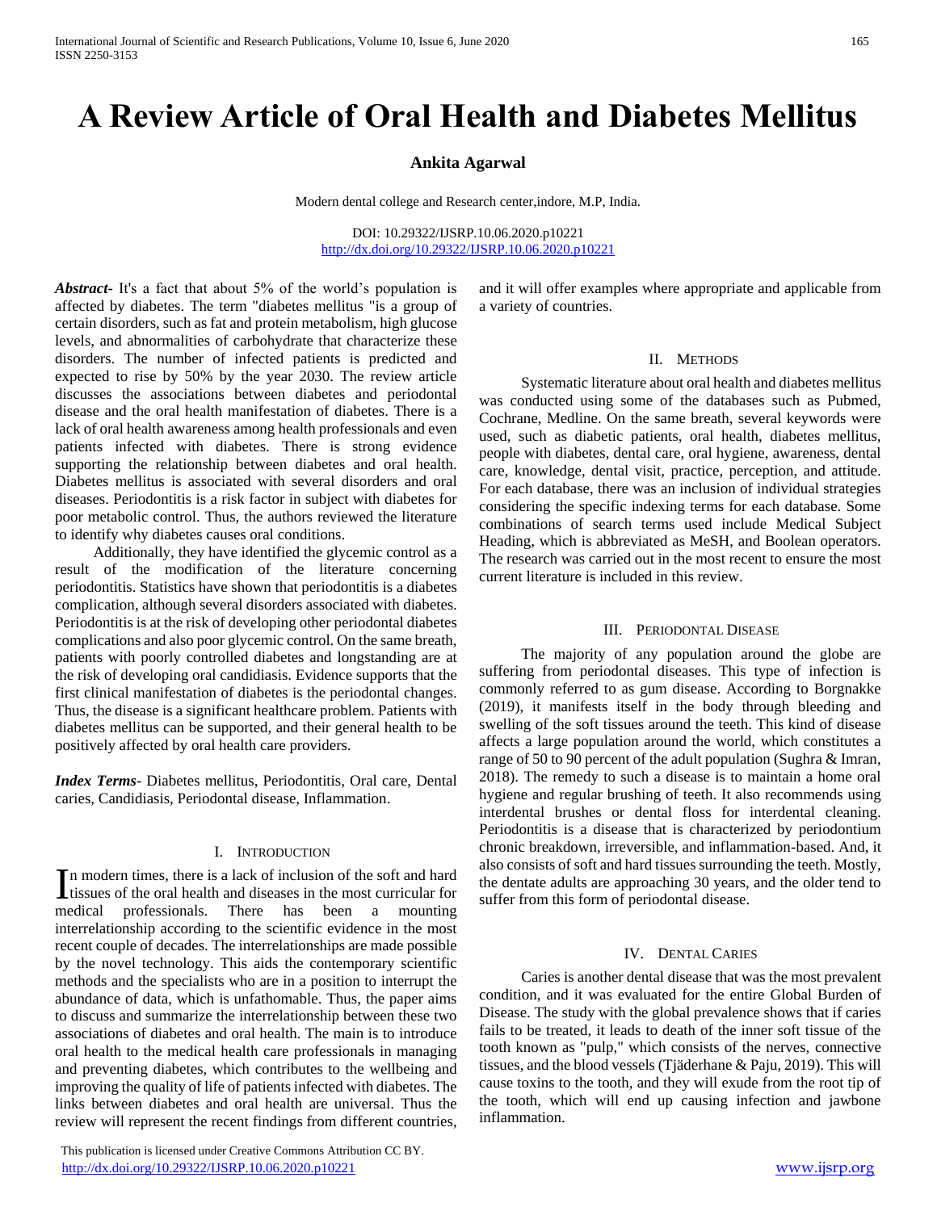# A Review Article of Oral Health and Diabetes Mellitus

**Ankita Agarwal**

Modern dental college and Research center,indore, M.P, India.

DOI: 10.29322/IJSRP.10.06.2020.p10221
http://dx.doi.org/10.29322/IJSRP.10.06.2020.p10221

***Abstract***- It's a fact that about 5% of the world's population is affected by diabetes. The term "diabetes mellitus "is a group of certain disorders, such as fat and protein metabolism, high glucose levels, and abnormalities of carbohydrate that characterize these disorders. The number of infected patients is predicted and expected to rise by 50% by the year 2030. The review article discusses the associations between diabetes and periodontal disease and the oral health manifestation of diabetes. There is a lack of oral health awareness among health professionals and even patients infected with diabetes. There is strong evidence supporting the relationship between diabetes and oral health. Diabetes mellitus is associated with several disorders and oral diseases. Periodontitis is a risk factor in subject with diabetes for poor metabolic control. Thus, the authors reviewed the literature to identify why diabetes causes oral conditions.

Additionally, they have identified the glycemic control as a result of the modification of the literature concerning periodontitis. Statistics have shown that periodontitis is a diabetes complication, although several disorders associated with diabetes. Periodontitis is at the risk of developing other periodontal diabetes complications and also poor glycemic control. On the same breath, patients with poorly controlled diabetes and longstanding are at the risk of developing oral candidiasis. Evidence supports that the first clinical manifestation of diabetes is the periodontal changes. Thus, the disease is a significant healthcare problem. Patients with diabetes mellitus can be supported, and their general health to be positively affected by oral health care providers.

***Index Terms***- Diabetes mellitus, Periodontitis, Oral care, Dental caries, Candidiasis, Periodontal disease, Inflammation.

## I. Introduction

In modern times, there is a lack of inclusion of the soft and hard tissues of the oral health and diseases in the most curricular for medical professionals. There has been a mounting interrelationship according to the scientific evidence in the most recent couple of decades. The interrelationships are made possible by the novel technology. This aids the contemporary scientific methods and the specialists who are in a position to interrupt the abundance of data, which is unfathomable. Thus, the paper aims to discuss and summarize the interrelationship between these two associations of diabetes and oral health. The main is to introduce oral health to the medical health care professionals in managing and preventing diabetes, which contributes to the wellbeing and improving the quality of life of patients infected with diabetes. The links between diabetes and oral health are universal. Thus the review will represent the recent findings from different countries, and it will offer examples where appropriate and applicable from a variety of countries.

## II. Methods

Systematic literature about oral health and diabetes mellitus was conducted using some of the databases such as Pubmed, Cochrane, Medline. On the same breath, several keywords were used, such as diabetic patients, oral health, diabetes mellitus, people with diabetes, dental care, oral hygiene, awareness, dental care, knowledge, dental visit, practice, perception, and attitude. For each database, there was an inclusion of individual strategies considering the specific indexing terms for each database. Some combinations of search terms used include Medical Subject Heading, which is abbreviated as MeSH, and Boolean operators. The research was carried out in the most recent to ensure the most current literature is included in this review.

## III. Periodontal Disease

The majority of any population around the globe are suffering from periodontal diseases. This type of infection is commonly referred to as gum disease. According to Borgnakke (2019), it manifests itself in the body through bleeding and swelling of the soft tissues around the teeth. This kind of disease affects a large population around the world, which constitutes a range of 50 to 90 percent of the adult population (Sughra & Imran, 2018). The remedy to such a disease is to maintain a home oral hygiene and regular brushing of teeth. It also recommends using interdental brushes or dental floss for interdental cleaning. Periodontitis is a disease that is characterized by periodontium chronic breakdown, irreversible, and inflammation-based. And, it also consists of soft and hard tissues surrounding the teeth. Mostly, the dentate adults are approaching 30 years, and the older tend to suffer from this form of periodontal disease.

## IV. Dental Caries

Caries is another dental disease that was the most prevalent condition, and it was evaluated for the entire Global Burden of Disease. The study with the global prevalence shows that if caries fails to be treated, it leads to death of the inner soft tissue of the tooth known as "pulp," which consists of the nerves, connective tissues, and the blood vessels (Tjäderhane & Paju, 2019). This will cause toxins to the tooth, and they will exude from the root tip of the tooth, which will end up causing infection and jawbone inflammation.

This publication is licensed under Creative Commons Attribution CC BY.
http://dx.doi.org/10.29322/IJSRP.10.06.2020.p10221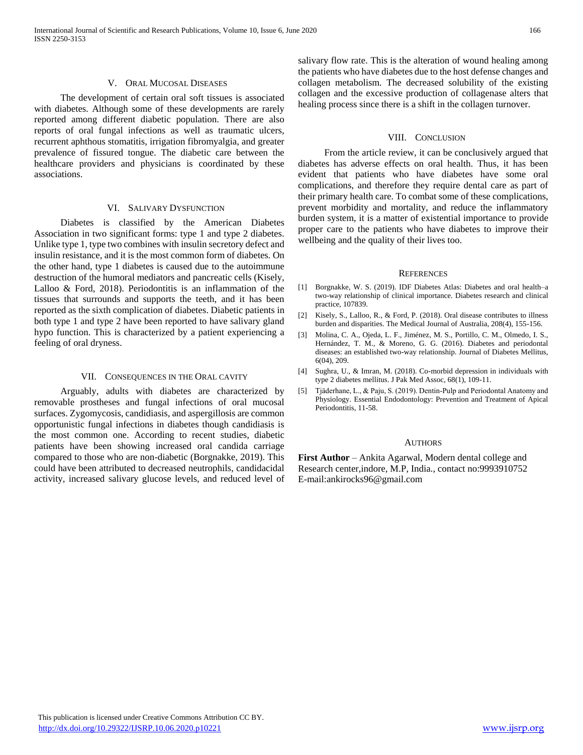## V. Oral Mucosal Diseases

The development of certain oral soft tissues is associated with diabetes. Although some of these developments are rarely reported among different diabetic population. There are also reports of oral fungal infections as well as traumatic ulcers, recurrent aphthous stomatitis, irrigation fibromyalgia, and greater prevalence of fissured tongue. The diabetic care between the healthcare providers and physicians is coordinated by these associations.

## VI. Salivary Dysfunction

Diabetes is classified by the American Diabetes Association in two significant forms: type 1 and type 2 diabetes. Unlike type 1, type two combines with insulin secretory defect and insulin resistance, and it is the most common form of diabetes. On the other hand, type 1 diabetes is caused due to the autoimmune destruction of the humoral mediators and pancreatic cells (Kisely, Lalloo & Ford, 2018). Periodontitis is an inflammation of the tissues that surrounds and supports the teeth, and it has been reported as the sixth complication of diabetes. Diabetic patients in both type 1 and type 2 have been reported to have salivary gland hypo function. This is characterized by a patient experiencing a feeling of oral dryness.

## VII. Consequences in the Oral cavity

Arguably, adults with diabetes are characterized by removable prostheses and fungal infections of oral mucosal surfaces. Zygomycosis, candidiasis, and aspergillosis are common opportunistic fungal infections in diabetes though candidiasis is the most common one. According to recent studies, diabetic patients have been showing increased oral candida carriage compared to those who are non-diabetic (Borgnakke, 2019). This could have been attributed to decreased neutrophils, candidacidal activity, increased salivary glucose levels, and reduced level of salivary flow rate. This is the alteration of wound healing among the patients who have diabetes due to the host defense changes and collagen metabolism. The decreased solubility of the existing collagen and the excessive production of collagenase alters that healing process since there is a shift in the collagen turnover.

## VIII. Conclusion

From the article review, it can be conclusively argued that diabetes has adverse effects on oral health. Thus, it has been evident that patients who have diabetes have some oral complications, and therefore they require dental care as part of their primary health care. To combat some of these complications, prevent morbidity and mortality, and reduce the inflammatory burden system, it is a matter of existential importance to provide proper care to the patients who have diabetes to improve their wellbeing and the quality of their lives too.

## References

[1] Borgnakke, W. S. (2019). IDF Diabetes Atlas: Diabetes and oral health–a two-way relationship of clinical importance. Diabetes research and clinical practice, 107839.

[2] Kisely, S., Lalloo, R., & Ford, P. (2018). Oral disease contributes to illness burden and disparities. The Medical Journal of Australia, 208(4), 155-156.

[3] Molina, C. A., Ojeda, L. F., Jiménez, M. S., Portillo, C. M., Olmedo, I. S., Hernández, T. M., & Moreno, G. G. (2016). Diabetes and periodontal diseases: an established two-way relationship. Journal of Diabetes Mellitus, 6(04), 209.

[4] Sughra, U., & Imran, M. (2018). Co-morbid depression in individuals with type 2 diabetes mellitus. J Pak Med Assoc, 68(1), 109-11.

[5] Tjäderhane, L., & Paju, S. (2019). Dentin-Pulp and Periodontal Anatomy and Physiology. Essential Endodontology: Prevention and Treatment of Apical Periodontitis, 11-58.

## Authors

**First Author** – Ankita Agarwal, Modern dental college and Research center,indore, M.P, India., contact no:9993910752 E-mail:ankirocks96@gmail.com